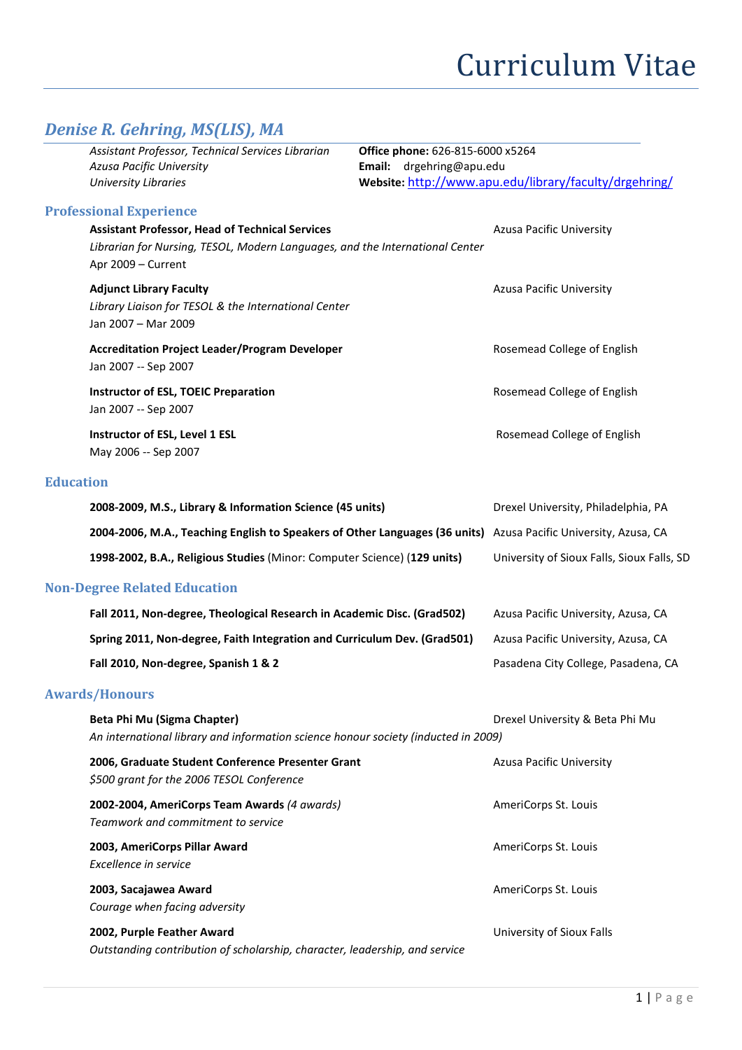# Curriculum Vitae

## *Denise R. Gehring, MS(LIS), MA*

*Assistant Professor, Technical Services Librarian*
*Azusa Pacific University*
*University Libraries*

**Office phone:** 626-815-6000 x5264
**Email:** drgehring@apu.edu
**Website:** http://www.apu.edu/library/faculty/drgehring/

### Professional Experience

**Assistant Professor, Head of Technical Services** — Azusa Pacific University
*Librarian for Nursing, TESOL, Modern Languages, and the International Center*
Apr 2009 – Current

**Adjunct Library Faculty** — Azusa Pacific University
*Library Liaison for TESOL & the International Center*
Jan 2007 – Mar 2009

**Accreditation Project Leader/Program Developer** — Rosemead College of English
Jan 2007 -- Sep 2007

**Instructor of ESL, TOEIC Preparation** — Rosemead College of English
Jan 2007 -- Sep 2007

**Instructor of ESL, Level 1 ESL** — Rosemead College of English
May 2006 -- Sep 2007

### Education

**2008-2009, M.S., Library & Information Science (45 units)** — Drexel University, Philadelphia, PA

**2004-2006, M.A., Teaching English to Speakers of Other Languages (36 units)** — Azusa Pacific University, Azusa, CA

**1998-2002, B.A., Religious Studies** (Minor: Computer Science) (**129 units**) — University of Sioux Falls, Sioux Falls, SD

### Non-Degree Related Education

**Fall 2011, Non-degree, Theological Research in Academic Disc. (Grad502)** — Azusa Pacific University, Azusa, CA

**Spring 2011, Non-degree, Faith Integration and Curriculum Dev. (Grad501)** — Azusa Pacific University, Azusa, CA

**Fall 2010, Non-degree, Spanish 1 & 2** — Pasadena City College, Pasadena, CA

### Awards/Honours

**Beta Phi Mu (Sigma Chapter)** — Drexel University & Beta Phi Mu
*An international library and information science honour society (inducted in 2009)*

**2006, Graduate Student Conference Presenter Grant** — Azusa Pacific University
*$500 grant for the 2006 TESOL Conference*

**2002-2004, AmeriCorps Team Awards** *(4 awards)* — AmeriCorps St. Louis
*Teamwork and commitment to service*

**2003, AmeriCorps Pillar Award** — AmeriCorps St. Louis
*Excellence in service*

**2003, Sacajawea Award** — AmeriCorps St. Louis
*Courage when facing adversity*

**2002, Purple Feather Award** — University of Sioux Falls
*Outstanding contribution of scholarship, character, leadership, and service*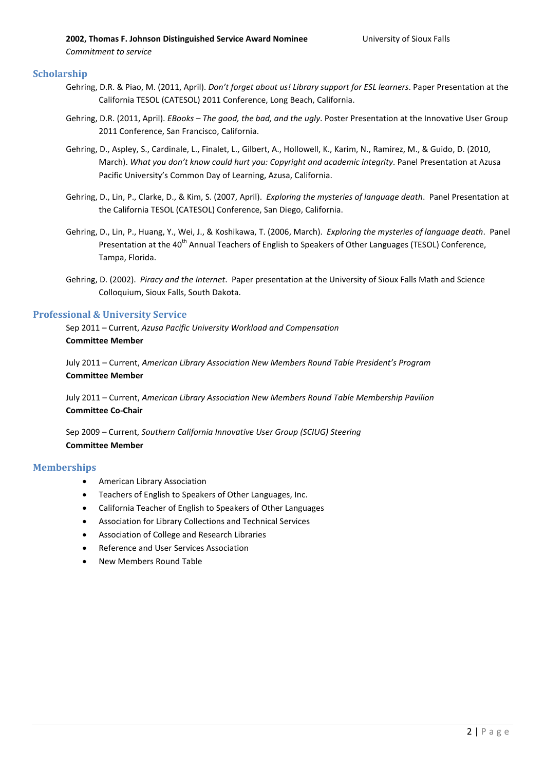**2002, Thomas F. Johnson Distinguished Service Award Nominee** University of Sioux Falls
*Commitment to service*

## Scholarship

Gehring, D.R. & Piao, M. (2011, April). *Don't forget about us! Library support for ESL learners*. Paper Presentation at the California TESOL (CATESOL) 2011 Conference, Long Beach, California.

Gehring, D.R. (2011, April). *EBooks – The good, the bad, and the ugly*. Poster Presentation at the Innovative User Group 2011 Conference, San Francisco, California.

Gehring, D., Aspley, S., Cardinale, L., Finalet, L., Gilbert, A., Hollowell, K., Karim, N., Ramirez, M., & Guido, D. (2010, March). *What you don't know could hurt you: Copyright and academic integrity*. Panel Presentation at Azusa Pacific University's Common Day of Learning, Azusa, California.

Gehring, D., Lin, P., Clarke, D., & Kim, S. (2007, April). *Exploring the mysteries of language death*. Panel Presentation at the California TESOL (CATESOL) Conference, San Diego, California.

Gehring, D., Lin, P., Huang, Y., Wei, J., & Koshikawa, T. (2006, March). *Exploring the mysteries of language death*. Panel Presentation at the 40th Annual Teachers of English to Speakers of Other Languages (TESOL) Conference, Tampa, Florida.

Gehring, D. (2002). *Piracy and the Internet*. Paper presentation at the University of Sioux Falls Math and Science Colloquium, Sioux Falls, South Dakota.

## Professional & University Service

Sep 2011 – Current, *Azusa Pacific University Workload and Compensation*
**Committee Member**

July 2011 – Current, *American Library Association New Members Round Table President's Program*
**Committee Member**

July 2011 – Current, *American Library Association New Members Round Table Membership Pavilion*
**Committee Co-Chair**

Sep 2009 – Current, *Southern California Innovative User Group (SCIUG) Steering*
**Committee Member**

## Memberships

- American Library Association
- Teachers of English to Speakers of Other Languages, Inc.
- California Teacher of English to Speakers of Other Languages
- Association for Library Collections and Technical Services
- Association of College and Research Libraries
- Reference and User Services Association
- New Members Round Table